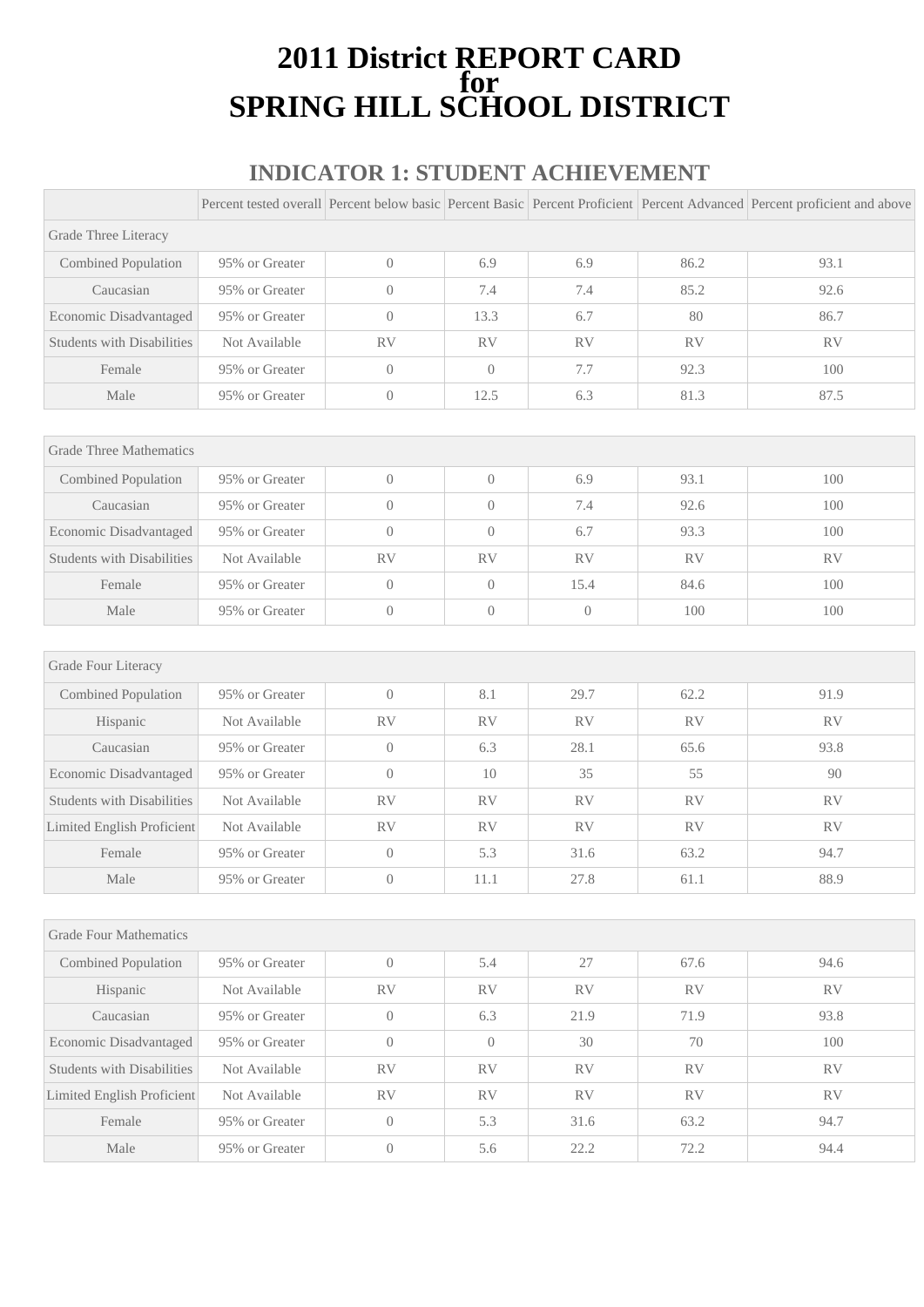# 2011 District REPORT CARD for SPRING HILL SCHOOL DISTRICT

## INDICATOR 1: STUDENT ACHIEVEMENT

| | Percent tested overall | Percent below basic | Percent Basic | Percent Proficient | Percent Advanced | Percent proficient and above |
|---|---|---|---|---|---|---|
| Grade Three Literacy | | | | | | |
| Combined Population | 95% or Greater | 0 | 6.9 | 6.9 | 86.2 | 93.1 |
| Caucasian | 95% or Greater | 0 | 7.4 | 7.4 | 85.2 | 92.6 |
| Economic Disadvantaged | 95% or Greater | 0 | 13.3 | 6.7 | 80 | 86.7 |
| Students with Disabilities | Not Available | RV | RV | RV | RV | RV |
| Female | 95% or Greater | 0 | 0 | 7.7 | 92.3 | 100 |
| Male | 95% or Greater | 0 | 12.5 | 6.3 | 81.3 | 87.5 |
| Grade Three Mathematics | | | | | | |
| Combined Population | 95% or Greater | 0 | 0 | 6.9 | 93.1 | 100 |
| Caucasian | 95% or Greater | 0 | 0 | 7.4 | 92.6 | 100 |
| Economic Disadvantaged | 95% or Greater | 0 | 0 | 6.7 | 93.3 | 100 |
| Students with Disabilities | Not Available | RV | RV | RV | RV | RV |
| Female | 95% or Greater | 0 | 0 | 15.4 | 84.6 | 100 |
| Male | 95% or Greater | 0 | 0 | 0 | 100 | 100 |
| Grade Four Literacy | | | | | | |
| Combined Population | 95% or Greater | 0 | 8.1 | 29.7 | 62.2 | 91.9 |
| Hispanic | Not Available | RV | RV | RV | RV | RV |
| Caucasian | 95% or Greater | 0 | 6.3 | 28.1 | 65.6 | 93.8 |
| Economic Disadvantaged | 95% or Greater | 0 | 10 | 35 | 55 | 90 |
| Students with Disabilities | Not Available | RV | RV | RV | RV | RV |
| Limited English Proficient | Not Available | RV | RV | RV | RV | RV |
| Female | 95% or Greater | 0 | 5.3 | 31.6 | 63.2 | 94.7 |
| Male | 95% or Greater | 0 | 11.1 | 27.8 | 61.1 | 88.9 |
| Grade Four Mathematics | | | | | | |
| Combined Population | 95% or Greater | 0 | 5.4 | 27 | 67.6 | 94.6 |
| Hispanic | Not Available | RV | RV | RV | RV | RV |
| Caucasian | 95% or Greater | 0 | 6.3 | 21.9 | 71.9 | 93.8 |
| Economic Disadvantaged | 95% or Greater | 0 | 0 | 30 | 70 | 100 |
| Students with Disabilities | Not Available | RV | RV | RV | RV | RV |
| Limited English Proficient | Not Available | RV | RV | RV | RV | RV |
| Female | 95% or Greater | 0 | 5.3 | 31.6 | 63.2 | 94.7 |
| Male | 95% or Greater | 0 | 5.6 | 22.2 | 72.2 | 94.4 |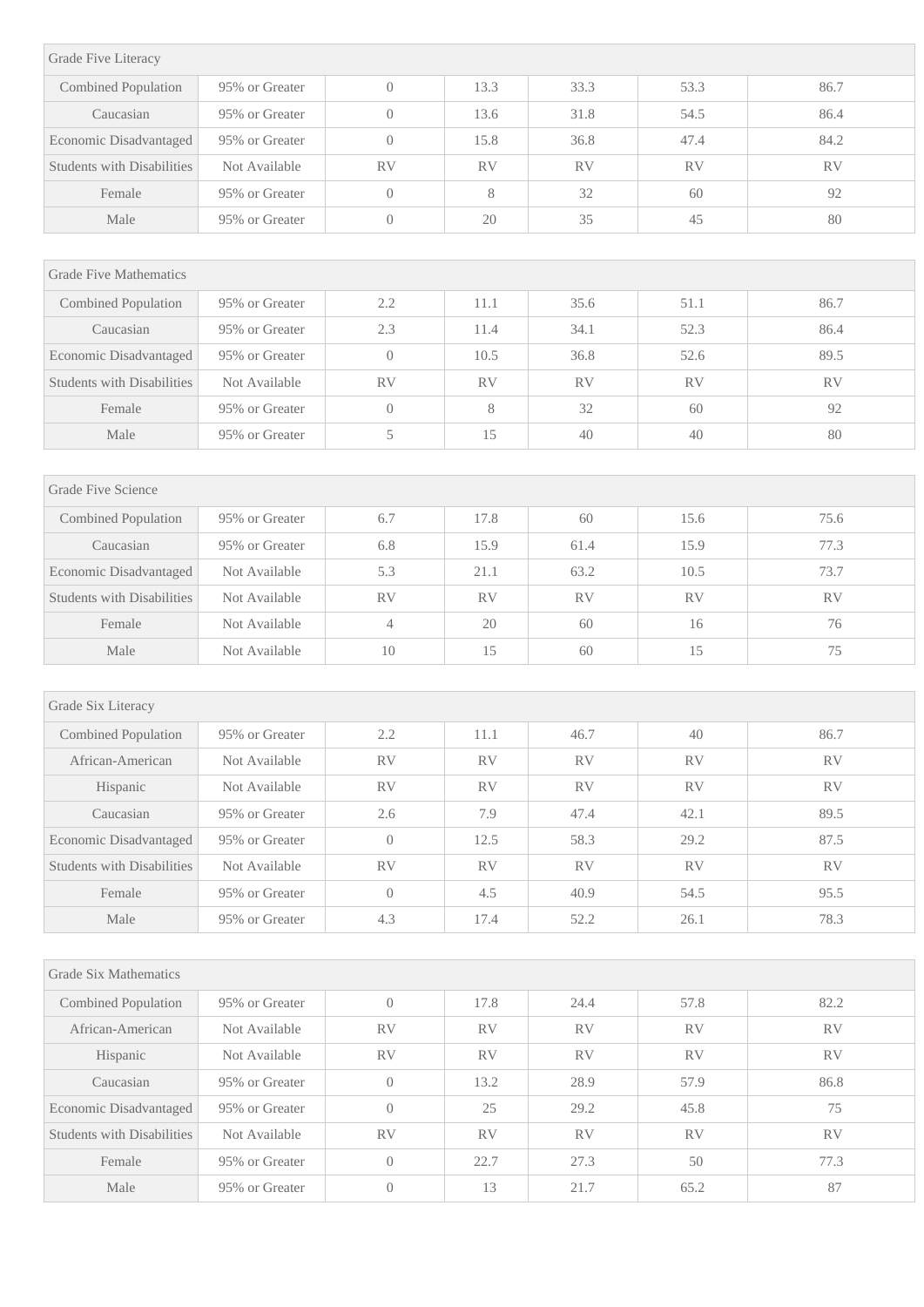| Grade Five Literacy | | | | | | |
|---|---|---|---|---|---|---|
| Combined Population | 95% or Greater | 0 | 13.3 | 33.3 | 53.3 | 86.7 |
| Caucasian | 95% or Greater | 0 | 13.6 | 31.8 | 54.5 | 86.4 |
| Economic Disadvantaged | 95% or Greater | 0 | 15.8 | 36.8 | 47.4 | 84.2 |
| Students with Disabilities | Not Available | RV | RV | RV | RV | RV |
| Female | 95% or Greater | 0 | 8 | 32 | 60 | 92 |
| Male | 95% or Greater | 0 | 20 | 35 | 45 | 80 |

| Grade Five Mathematics | | | | | | |
|---|---|---|---|---|---|---|
| Combined Population | 95% or Greater | 2.2 | 11.1 | 35.6 | 51.1 | 86.7 |
| Caucasian | 95% or Greater | 2.3 | 11.4 | 34.1 | 52.3 | 86.4 |
| Economic Disadvantaged | 95% or Greater | 0 | 10.5 | 36.8 | 52.6 | 89.5 |
| Students with Disabilities | Not Available | RV | RV | RV | RV | RV |
| Female | 95% or Greater | 0 | 8 | 32 | 60 | 92 |
| Male | 95% or Greater | 5 | 15 | 40 | 40 | 80 |

| Grade Five Science | | | | | | |
|---|---|---|---|---|---|---|
| Combined Population | 95% or Greater | 6.7 | 17.8 | 60 | 15.6 | 75.6 |
| Caucasian | 95% or Greater | 6.8 | 15.9 | 61.4 | 15.9 | 77.3 |
| Economic Disadvantaged | Not Available | 5.3 | 21.1 | 63.2 | 10.5 | 73.7 |
| Students with Disabilities | Not Available | RV | RV | RV | RV | RV |
| Female | Not Available | 4 | 20 | 60 | 16 | 76 |
| Male | Not Available | 10 | 15 | 60 | 15 | 75 |

| Grade Six Literacy | | | | | | |
|---|---|---|---|---|---|---|
| Combined Population | 95% or Greater | 2.2 | 11.1 | 46.7 | 40 | 86.7 |
| African-American | Not Available | RV | RV | RV | RV | RV |
| Hispanic | Not Available | RV | RV | RV | RV | RV |
| Caucasian | 95% or Greater | 2.6 | 7.9 | 47.4 | 42.1 | 89.5 |
| Economic Disadvantaged | 95% or Greater | 0 | 12.5 | 58.3 | 29.2 | 87.5 |
| Students with Disabilities | Not Available | RV | RV | RV | RV | RV |
| Female | 95% or Greater | 0 | 4.5 | 40.9 | 54.5 | 95.5 |
| Male | 95% or Greater | 4.3 | 17.4 | 52.2 | 26.1 | 78.3 |

| Grade Six Mathematics | | | | | | |
|---|---|---|---|---|---|---|
| Combined Population | 95% or Greater | 0 | 17.8 | 24.4 | 57.8 | 82.2 |
| African-American | Not Available | RV | RV | RV | RV | RV |
| Hispanic | Not Available | RV | RV | RV | RV | RV |
| Caucasian | 95% or Greater | 0 | 13.2 | 28.9 | 57.9 | 86.8 |
| Economic Disadvantaged | 95% or Greater | 0 | 25 | 29.2 | 45.8 | 75 |
| Students with Disabilities | Not Available | RV | RV | RV | RV | RV |
| Female | 95% or Greater | 0 | 22.7 | 27.3 | 50 | 77.3 |
| Male | 95% or Greater | 0 | 13 | 21.7 | 65.2 | 87 |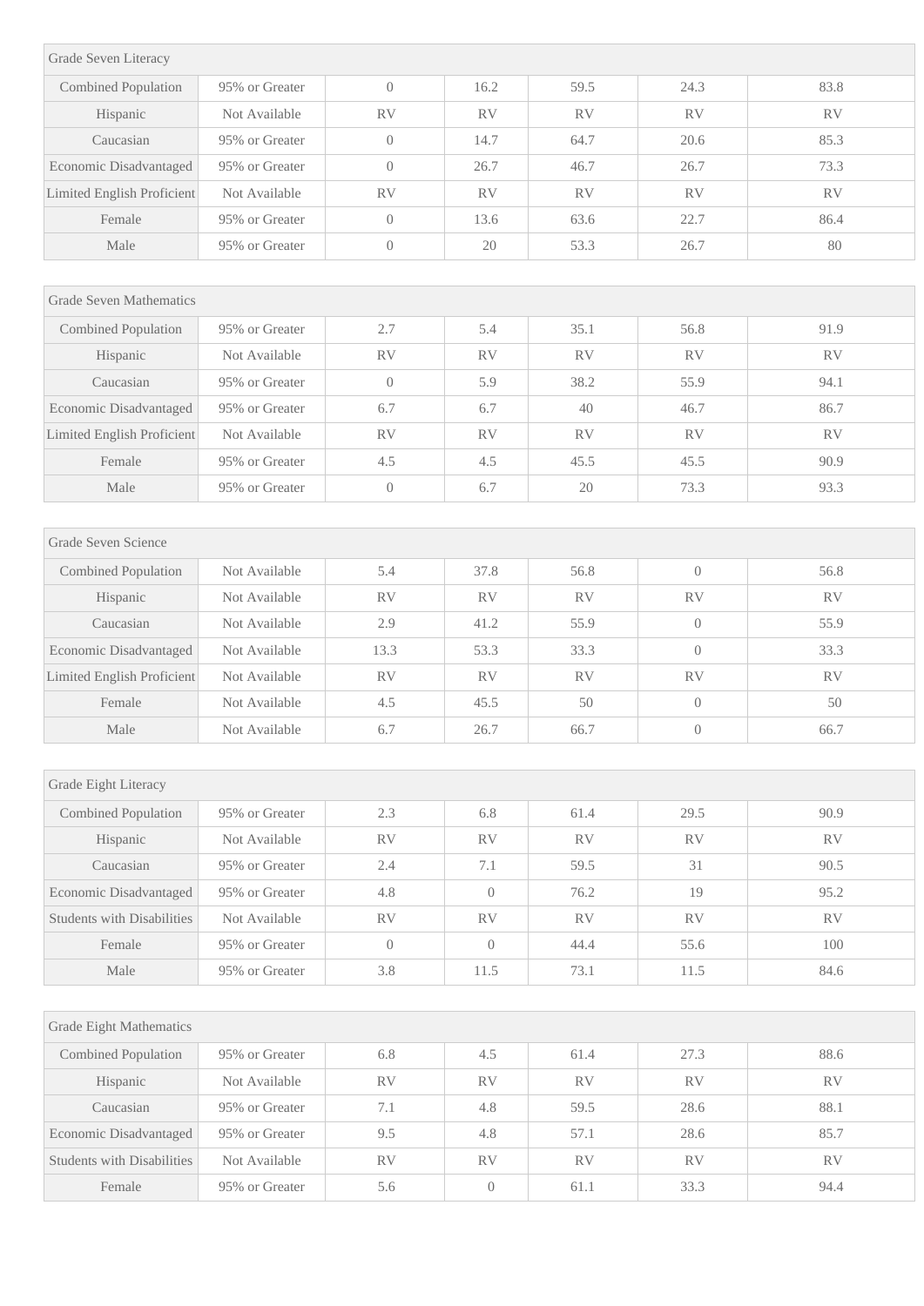| Grade Seven Literacy | | | | | | |
|---|---|---|---|---|---|---|
| Combined Population | 95% or Greater | 0 | 16.2 | 59.5 | 24.3 | 83.8 |
| Hispanic | Not Available | RV | RV | RV | RV | RV |
| Caucasian | 95% or Greater | 0 | 14.7 | 64.7 | 20.6 | 85.3 |
| Economic Disadvantaged | 95% or Greater | 0 | 26.7 | 46.7 | 26.7 | 73.3 |
| Limited English Proficient | Not Available | RV | RV | RV | RV | RV |
| Female | 95% or Greater | 0 | 13.6 | 63.6 | 22.7 | 86.4 |
| Male | 95% or Greater | 0 | 20 | 53.3 | 26.7 | 80 |

| Grade Seven Mathematics | | | | | | |
|---|---|---|---|---|---|---|
| Combined Population | 95% or Greater | 2.7 | 5.4 | 35.1 | 56.8 | 91.9 |
| Hispanic | Not Available | RV | RV | RV | RV | RV |
| Caucasian | 95% or Greater | 0 | 5.9 | 38.2 | 55.9 | 94.1 |
| Economic Disadvantaged | 95% or Greater | 6.7 | 6.7 | 40 | 46.7 | 86.7 |
| Limited English Proficient | Not Available | RV | RV | RV | RV | RV |
| Female | 95% or Greater | 4.5 | 4.5 | 45.5 | 45.5 | 90.9 |
| Male | 95% or Greater | 0 | 6.7 | 20 | 73.3 | 93.3 |

| Grade Seven Science | | | | | | |
|---|---|---|---|---|---|---|
| Combined Population | Not Available | 5.4 | 37.8 | 56.8 | 0 | 56.8 |
| Hispanic | Not Available | RV | RV | RV | RV | RV |
| Caucasian | Not Available | 2.9 | 41.2 | 55.9 | 0 | 55.9 |
| Economic Disadvantaged | Not Available | 13.3 | 53.3 | 33.3 | 0 | 33.3 |
| Limited English Proficient | Not Available | RV | RV | RV | RV | RV |
| Female | Not Available | 4.5 | 45.5 | 50 | 0 | 50 |
| Male | Not Available | 6.7 | 26.7 | 66.7 | 0 | 66.7 |

| Grade Eight Literacy | | | | | | |
|---|---|---|---|---|---|---|
| Combined Population | 95% or Greater | 2.3 | 6.8 | 61.4 | 29.5 | 90.9 |
| Hispanic | Not Available | RV | RV | RV | RV | RV |
| Caucasian | 95% or Greater | 2.4 | 7.1 | 59.5 | 31 | 90.5 |
| Economic Disadvantaged | 95% or Greater | 4.8 | 0 | 76.2 | 19 | 95.2 |
| Students with Disabilities | Not Available | RV | RV | RV | RV | RV |
| Female | 95% or Greater | 0 | 0 | 44.4 | 55.6 | 100 |
| Male | 95% or Greater | 3.8 | 11.5 | 73.1 | 11.5 | 84.6 |

| Grade Eight Mathematics | | | | | | |
|---|---|---|---|---|---|---|
| Combined Population | 95% or Greater | 6.8 | 4.5 | 61.4 | 27.3 | 88.6 |
| Hispanic | Not Available | RV | RV | RV | RV | RV |
| Caucasian | 95% or Greater | 7.1 | 4.8 | 59.5 | 28.6 | 88.1 |
| Economic Disadvantaged | 95% or Greater | 9.5 | 4.8 | 57.1 | 28.6 | 85.7 |
| Students with Disabilities | Not Available | RV | RV | RV | RV | RV |
| Female | 95% or Greater | 5.6 | 0 | 61.1 | 33.3 | 94.4 |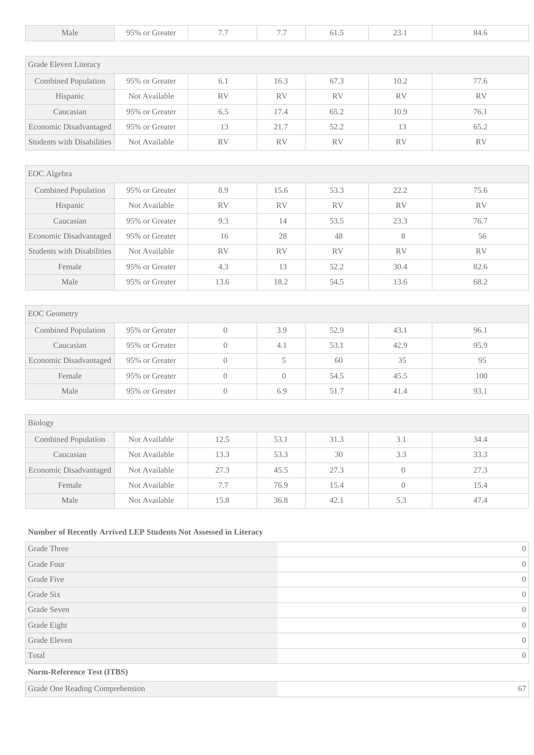| | | | | | | |
|---|---|---|---|---|---|---|
| Male | 95% or Greater | 7.7 | 7.7 | 61.5 | 23.1 | 84.6 |

| Grade Eleven Literacy | | | | | | |
|---|---|---|---|---|---|---|
| Combined Population | 95% or Greater | 6.1 | 16.3 | 67.3 | 10.2 | 77.6 |
| Hispanic | Not Available | RV | RV | RV | RV | RV |
| Caucasian | 95% or Greater | 6.5 | 17.4 | 65.2 | 10.9 | 76.1 |
| Economic Disadvantaged | 95% or Greater | 13 | 21.7 | 52.2 | 13 | 65.2 |
| Students with Disabilities | Not Available | RV | RV | RV | RV | RV |

| EOC Algebra | | | | | | |
|---|---|---|---|---|---|---|
| Combined Population | 95% or Greater | 8.9 | 15.6 | 53.3 | 22.2 | 75.6 |
| Hispanic | Not Available | RV | RV | RV | RV | RV |
| Caucasian | 95% or Greater | 9.3 | 14 | 53.5 | 23.3 | 76.7 |
| Economic Disadvantaged | 95% or Greater | 16 | 28 | 48 | 8 | 56 |
| Students with Disabilities | Not Available | RV | RV | RV | RV | RV |
| Female | 95% or Greater | 4.3 | 13 | 52.2 | 30.4 | 82.6 |
| Male | 95% or Greater | 13.6 | 18.2 | 54.5 | 13.6 | 68.2 |

| EOC Geometry | | | | | | |
|---|---|---|---|---|---|---|
| Combined Population | 95% or Greater | 0 | 3.9 | 52.9 | 43.1 | 96.1 |
| Caucasian | 95% or Greater | 0 | 4.1 | 53.1 | 42.9 | 95.9 |
| Economic Disadvantaged | 95% or Greater | 0 | 5 | 60 | 35 | 95 |
| Female | 95% or Greater | 0 | 0 | 54.5 | 45.5 | 100 |
| Male | 95% or Greater | 0 | 6.9 | 51.7 | 41.4 | 93.1 |

| Biology | | | | | | |
|---|---|---|---|---|---|---|
| Combined Population | Not Available | 12.5 | 53.1 | 31.3 | 3.1 | 34.4 |
| Caucasian | Not Available | 13.3 | 53.3 | 30 | 3.3 | 33.3 |
| Economic Disadvantaged | Not Available | 27.3 | 45.5 | 27.3 | 0 | 27.3 |
| Female | Not Available | 7.7 | 76.9 | 15.4 | 0 | 15.4 |
| Male | Not Available | 15.8 | 36.8 | 42.1 | 5.3 | 47.4 |

**Number of Recently Arrived LEP Students Not Assessed in Literacy**

| | |
|---|---|
| Grade Three | 0 |
| Grade Four | 0 |
| Grade Five | 0 |
| Grade Six | 0 |
| Grade Seven | 0 |
| Grade Eight | 0 |
| Grade Eleven | 0 |
| Total | 0 |

**Norm-Reference Test (ITBS)**

| | |
|---|---|
| Grade One Reading Comprehension | 67 |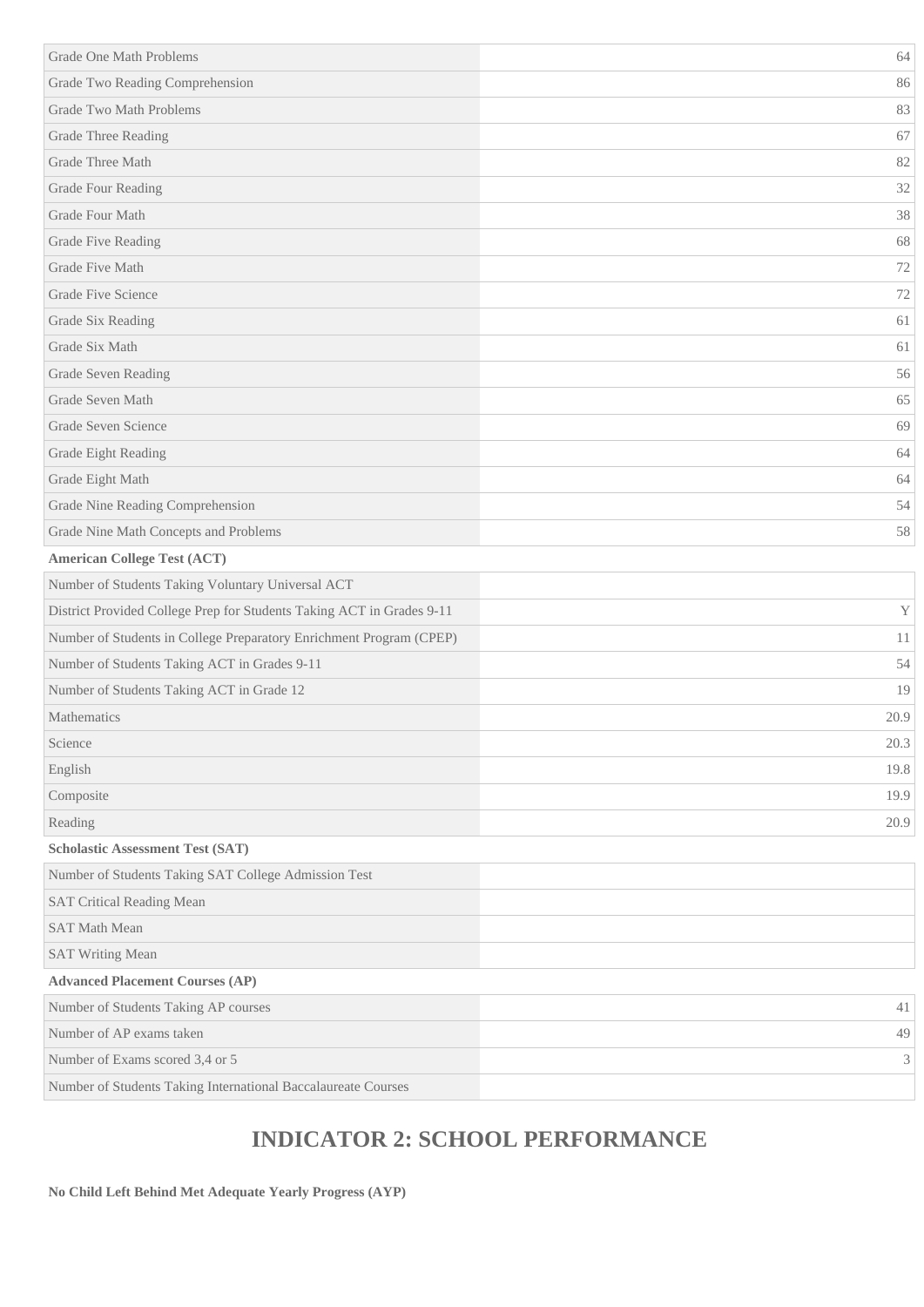| | |
|---|---|
| Grade One Math Problems | 64 |
| Grade Two Reading Comprehension | 86 |
| Grade Two Math Problems | 83 |
| Grade Three Reading | 67 |
| Grade Three Math | 82 |
| Grade Four Reading | 32 |
| Grade Four Math | 38 |
| Grade Five Reading | 68 |
| Grade Five Math | 72 |
| Grade Five Science | 72 |
| Grade Six Reading | 61 |
| Grade Six Math | 61 |
| Grade Seven Reading | 56 |
| Grade Seven Math | 65 |
| Grade Seven Science | 69 |
| Grade Eight Reading | 64 |
| Grade Eight Math | 64 |
| Grade Nine Reading Comprehension | 54 |
| Grade Nine Math Concepts and Problems | 58 |

**American College Test (ACT)**

| | |
|---|---|
| Number of Students Taking Voluntary Universal ACT | |
| District Provided College Prep for Students Taking ACT in Grades 9-11 | Y |
| Number of Students in College Preparatory Enrichment Program (CPEP) | 11 |
| Number of Students Taking ACT in Grades 9-11 | 54 |
| Number of Students Taking ACT in Grade 12 | 19 |
| Mathematics | 20.9 |
| Science | 20.3 |
| English | 19.8 |
| Composite | 19.9 |
| Reading | 20.9 |

**Scholastic Assessment Test (SAT)**

| | |
|---|---|
| Number of Students Taking SAT College Admission Test | |
| SAT Critical Reading Mean | |
| SAT Math Mean | |
| SAT Writing Mean | |

**Advanced Placement Courses (AP)**

| | |
|---|---|
| Number of Students Taking AP courses | 41 |
| Number of AP exams taken | 49 |
| Number of Exams scored 3,4 or 5 | 3 |
| Number of Students Taking International Baccalaureate Courses | |

## INDICATOR 2: SCHOOL PERFORMANCE

**No Child Left Behind Met Adequate Yearly Progress (AYP)**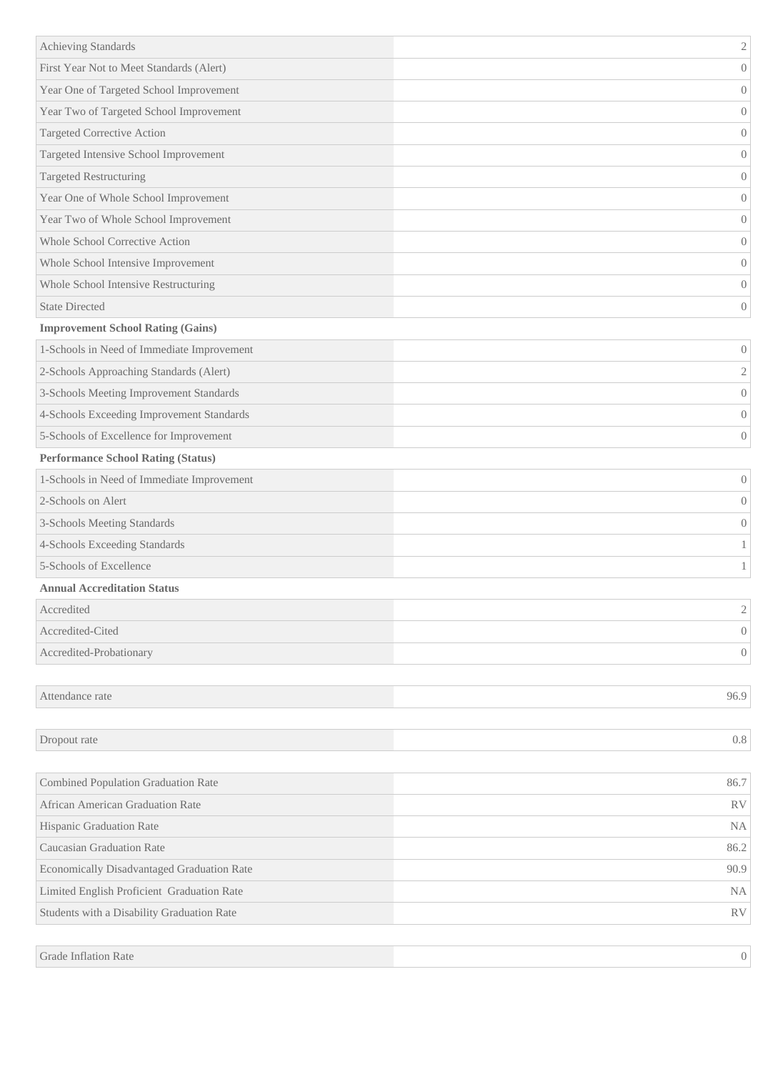| | |
|---|---|
| Achieving Standards | 2 |
| First Year Not to Meet Standards (Alert) | 0 |
| Year One of Targeted School Improvement | 0 |
| Year Two of Targeted School Improvement | 0 |
| Targeted Corrective Action | 0 |
| Targeted Intensive School Improvement | 0 |
| Targeted Restructuring | 0 |
| Year One of Whole School Improvement | 0 |
| Year Two of Whole School Improvement | 0 |
| Whole School Corrective Action | 0 |
| Whole School Intensive Improvement | 0 |
| Whole School Intensive Restructuring | 0 |
| State Directed | 0 |

**Improvement School Rating (Gains)**

| | |
|---|---|
| 1-Schools in Need of Immediate Improvement | 0 |
| 2-Schools Approaching Standards (Alert) | 2 |
| 3-Schools Meeting Improvement Standards | 0 |
| 4-Schools Exceeding Improvement Standards | 0 |
| 5-Schools of Excellence for Improvement | 0 |

**Performance School Rating (Status)**

| | |
|---|---|
| 1-Schools in Need of Immediate Improvement | 0 |
| 2-Schools on Alert | 0 |
| 3-Schools Meeting Standards | 0 |
| 4-Schools Exceeding Standards | 1 |
| 5-Schools of Excellence | 1 |

**Annual Accreditation Status**

| | |
|---|---|
| Accredited | 2 |
| Accredited-Cited | 0 |
| Accredited-Probationary | 0 |

| | |
|---|---|
| Attendance rate | 96.9 |

| | |
|---|---|
| Dropout rate | 0.8 |

| | |
|---|---|
| Combined Population Graduation Rate | 86.7 |
| African American Graduation Rate | RV |
| Hispanic Graduation Rate | NA |
| Caucasian Graduation Rate | 86.2 |
| Economically Disadvantaged Graduation Rate | 90.9 |
| Limited English Proficient Graduation Rate | NA |
| Students with a Disability Graduation Rate | RV |

| | |
|---|---|
| Grade Inflation Rate | 0 |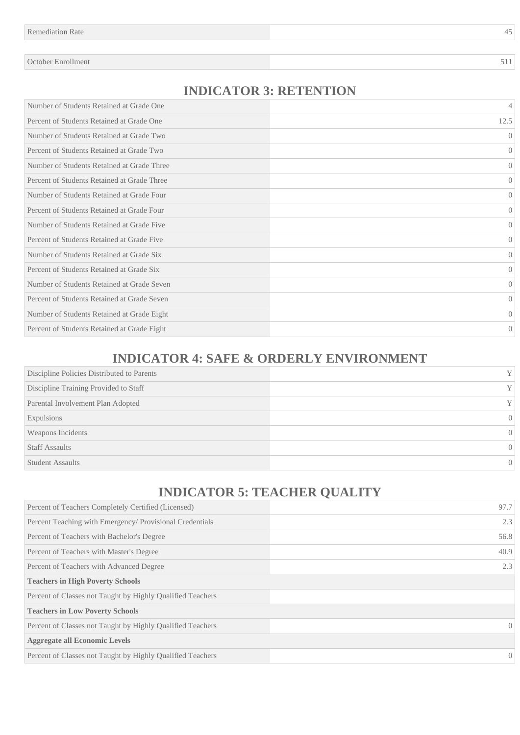| | |
|---|---|
| Remediation Rate | 45 |

| | |
|---|---|
| October Enrollment | 511 |

## INDICATOR 3: RETENTION

| | |
|---|---|
| Number of Students Retained at Grade One | 4 |
| Percent of Students Retained at Grade One | 12.5 |
| Number of Students Retained at Grade Two | 0 |
| Percent of Students Retained at Grade Two | 0 |
| Number of Students Retained at Grade Three | 0 |
| Percent of Students Retained at Grade Three | 0 |
| Number of Students Retained at Grade Four | 0 |
| Percent of Students Retained at Grade Four | 0 |
| Number of Students Retained at Grade Five | 0 |
| Percent of Students Retained at Grade Five | 0 |
| Number of Students Retained at Grade Six | 0 |
| Percent of Students Retained at Grade Six | 0 |
| Number of Students Retained at Grade Seven | 0 |
| Percent of Students Retained at Grade Seven | 0 |
| Number of Students Retained at Grade Eight | 0 |
| Percent of Students Retained at Grade Eight | 0 |

## INDICATOR 4: SAFE & ORDERLY ENVIRONMENT

| | |
|---|---|
| Discipline Policies Distributed to Parents | Y |
| Discipline Training Provided to Staff | Y |
| Parental Involvement Plan Adopted | Y |
| Expulsions | 0 |
| Weapons Incidents | 0 |
| Staff Assaults | 0 |
| Student Assaults | 0 |

## INDICATOR 5: TEACHER QUALITY

| | |
|---|---|
| Percent of Teachers Completely Certified (Licensed) | 97.7 |
| Percent Teaching with Emergency/ Provisional Credentials | 2.3 |
| Percent of Teachers with Bachelor's Degree | 56.8 |
| Percent of Teachers with Master's Degree | 40.9 |
| Percent of Teachers with Advanced Degree | 2.3 |
| **Teachers in High Poverty Schools** | |
| Percent of Classes not Taught by Highly Qualified Teachers | |
| **Teachers in Low Poverty Schools** | |
| Percent of Classes not Taught by Highly Qualified Teachers | 0 |
| **Aggregate all Economic Levels** | |
| Percent of Classes not Taught by Highly Qualified Teachers | 0 |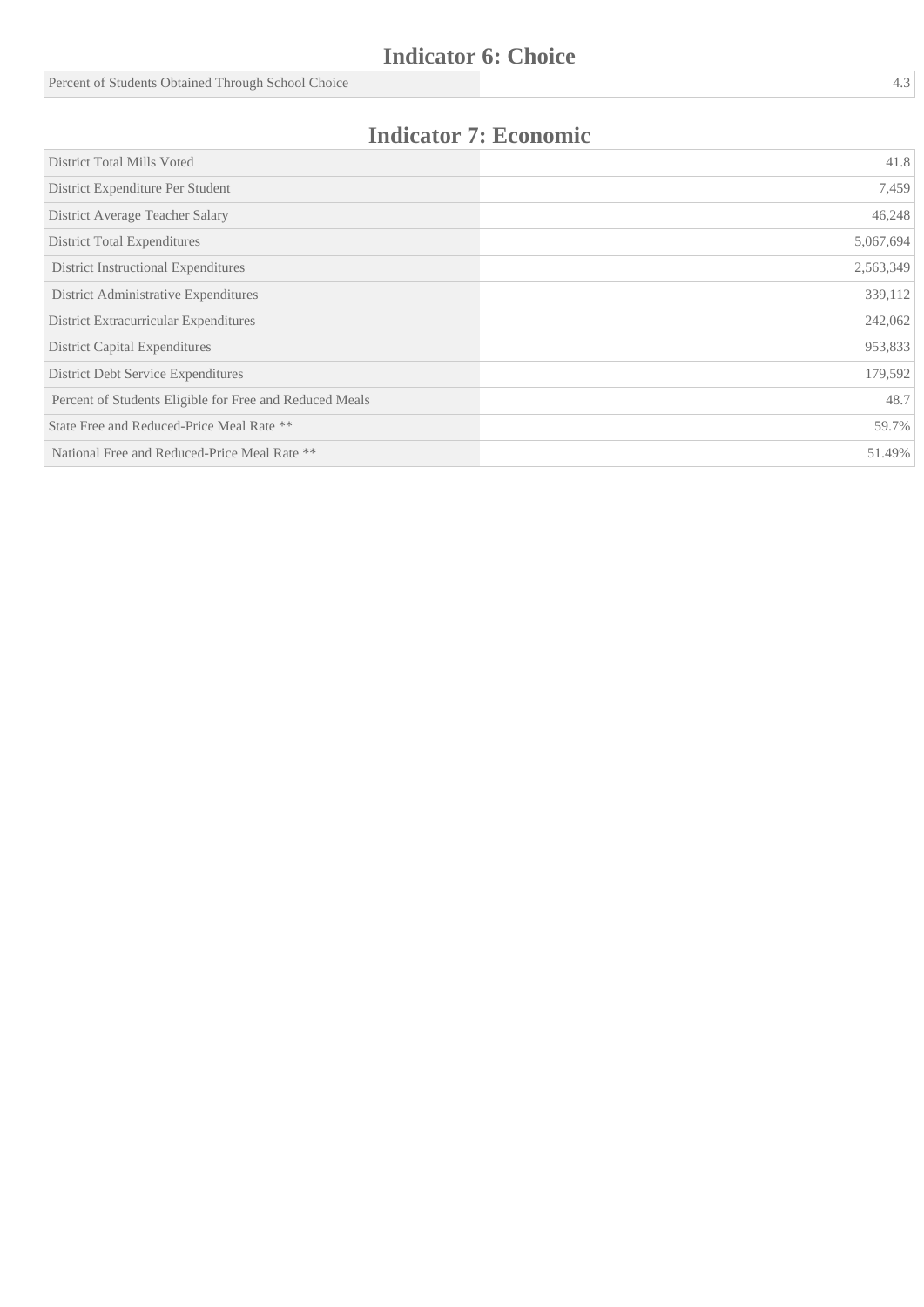## Indicator 6: Choice

| | |
|---|---|
| Percent of Students Obtained Through School Choice | 4.3 |

## Indicator 7: Economic

| | |
|---|---|
| District Total Mills Voted | 41.8 |
| District Expenditure Per Student | 7,459 |
| District Average Teacher Salary | 46,248 |
| District Total Expenditures | 5,067,694 |
| District Instructional Expenditures | 2,563,349 |
| District Administrative Expenditures | 339,112 |
| District Extracurricular Expenditures | 242,062 |
| District Capital Expenditures | 953,833 |
| District Debt Service Expenditures | 179,592 |
| Percent of Students Eligible for Free and Reduced Meals | 48.7 |
| State Free and Reduced-Price Meal Rate ** | 59.7% |
| National Free and Reduced-Price Meal Rate ** | 51.49% |